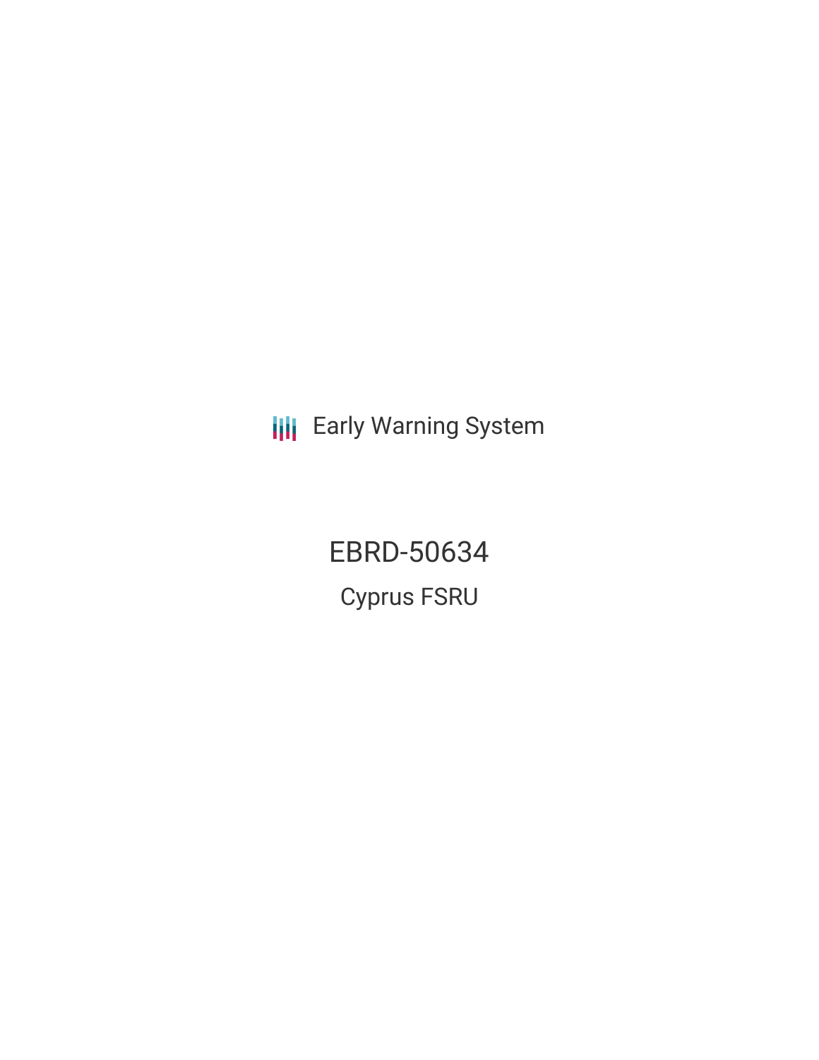Early Warning System

# EBRD-50634

## Cyprus FSRU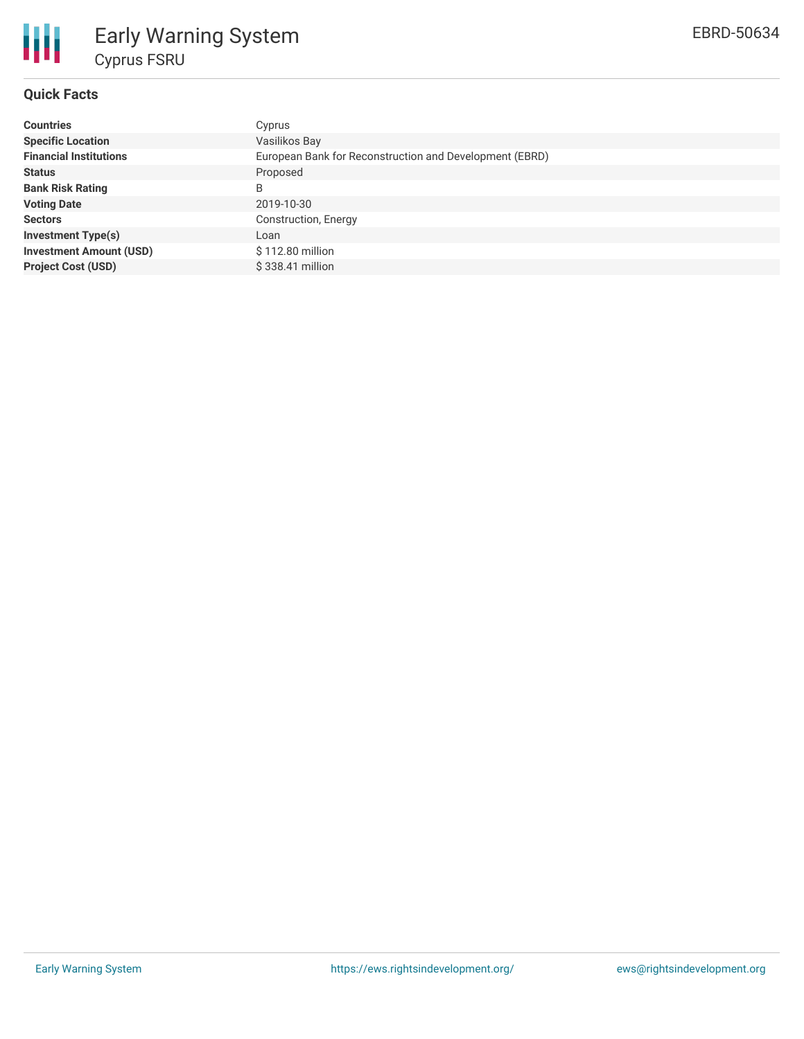# Early Warning System

## Cyprus FSRU

EBRD-50634

### Quick Facts

| | |
|---|---|
| **Countries** | Cyprus |
| **Specific Location** | Vasilikos Bay |
| **Financial Institutions** | European Bank for Reconstruction and Development (EBRD) |
| **Status** | Proposed |
| **Bank Risk Rating** | B |
| **Voting Date** | 2019-10-30 |
| **Sectors** | Construction, Energy |
| **Investment Type(s)** | Loan |
| **Investment Amount (USD)** | $ 112.80 million |
| **Project Cost (USD)** | $ 338.41 million |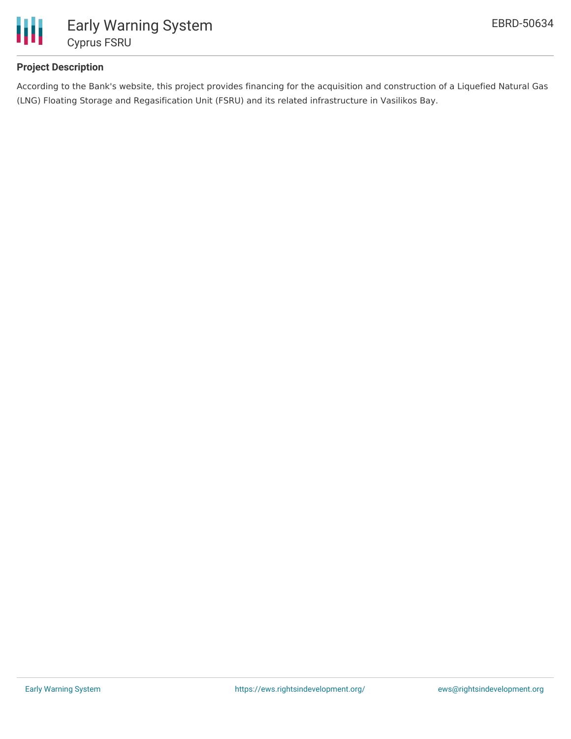## Project Description

According to the Bank's website, this project provides financing for the acquisition and construction of a Liquefied Natural Gas (LNG) Floating Storage and Regasification Unit (FSRU) and its related infrastructure in Vasilikos Bay.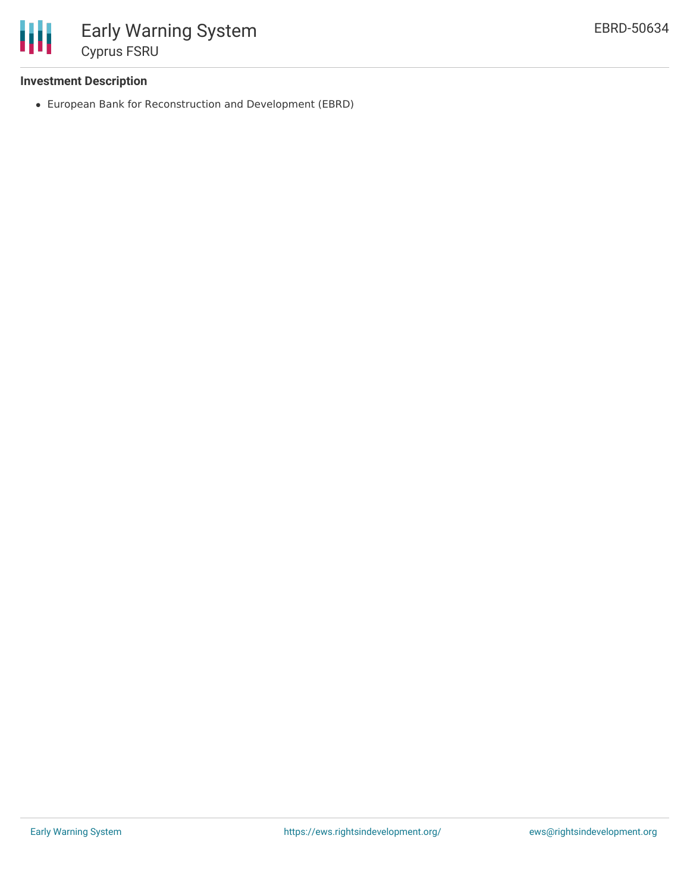### Investment Description

- European Bank for Reconstruction and Development (EBRD)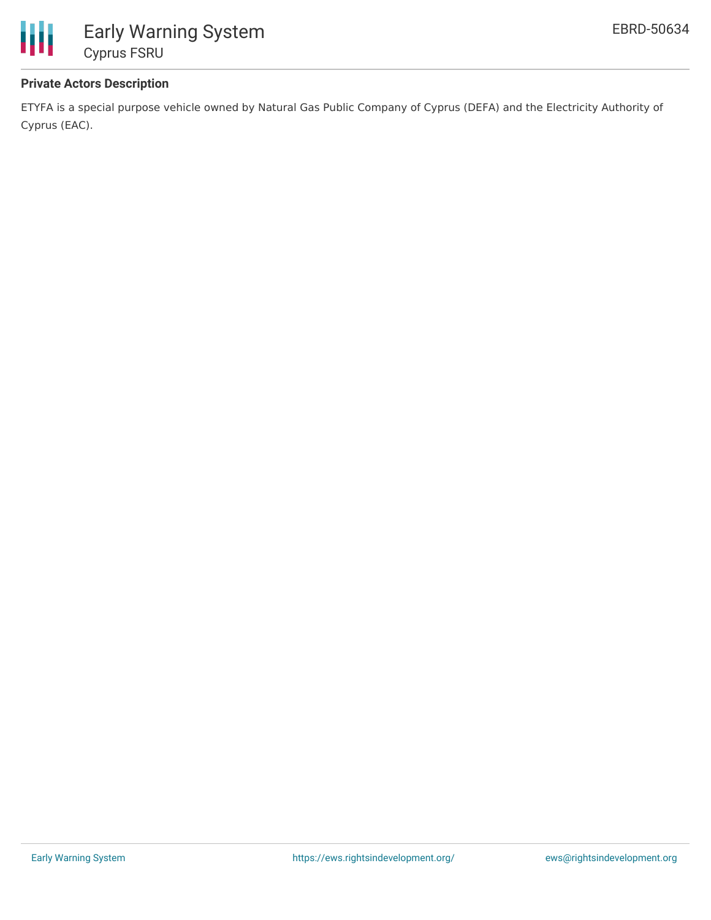### Private Actors Description

ETYFA is a special purpose vehicle owned by Natural Gas Public Company of Cyprus (DEFA) and the Electricity Authority of Cyprus (EAC).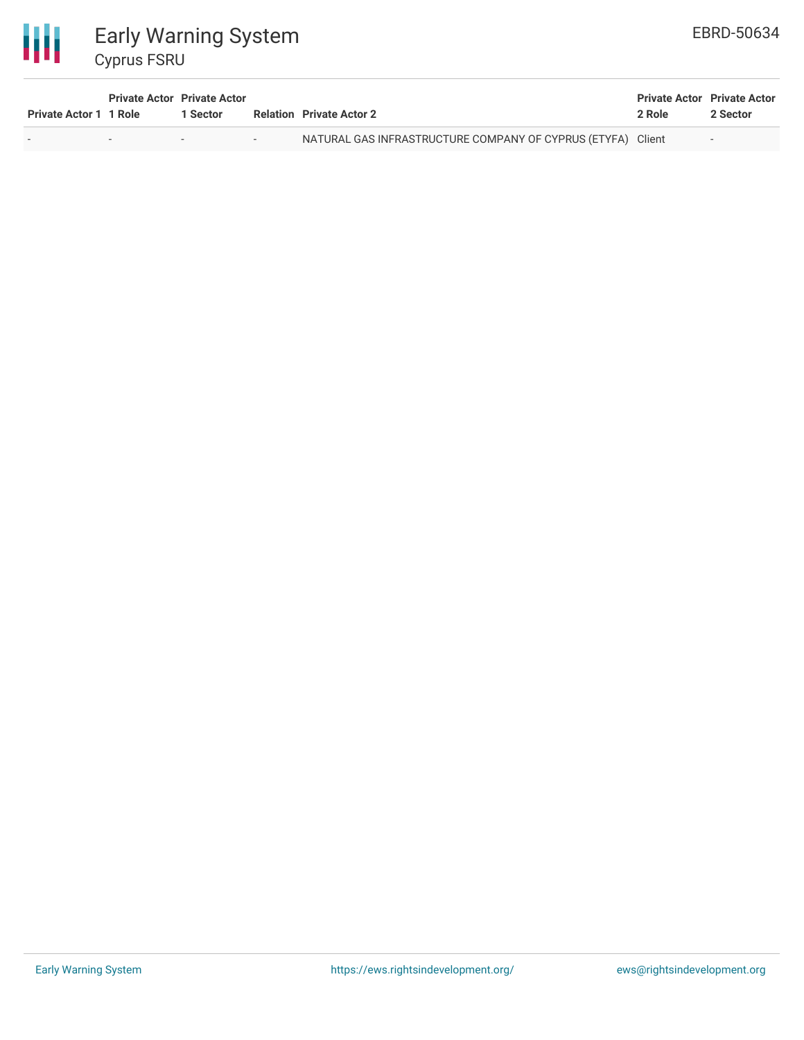| Private Actor 1 | Private Actor 1 Role | Private Actor 1 Sector | Relation | Private Actor 2 | Private Actor 2 Role | Private Actor 2 Sector |
|---|---|---|---|---|---|---|
| - | - | - | - | NATURAL GAS INFRASTRUCTURE COMPANY OF CYPRUS (ETYFA) | Client | - |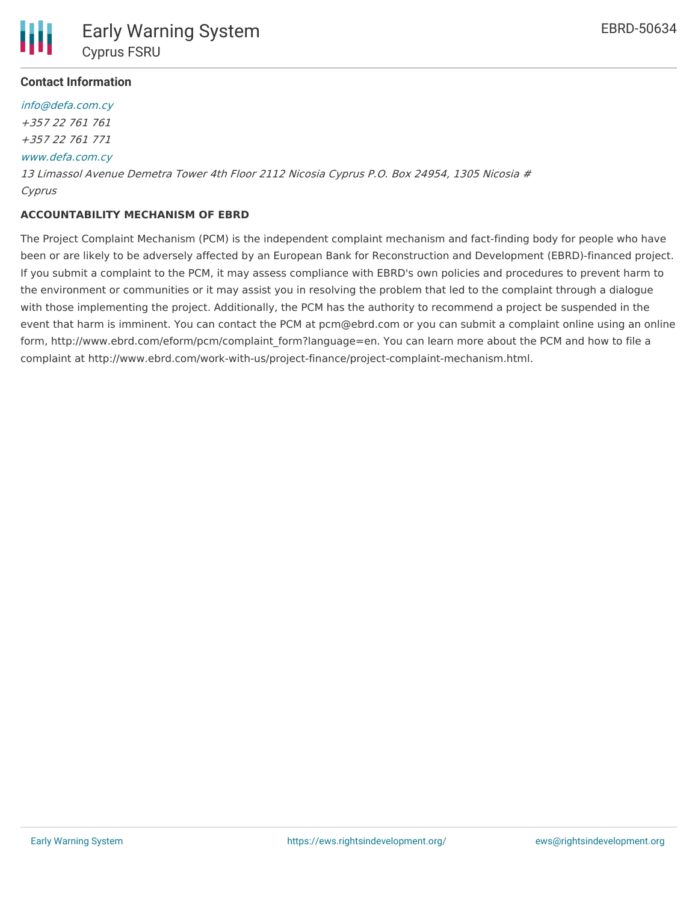### Contact Information

*info@defa.com.cy*
*+357 22 761 761*
*+357 22 761 771*
*www.defa.com.cy*
*13 Limassol Avenue Demetra Tower 4th Floor 2112 Nicosia Cyprus P.O. Box 24954, 1305 Nicosia # Cyprus*

**ACCOUNTABILITY MECHANISM OF EBRD**

The Project Complaint Mechanism (PCM) is the independent complaint mechanism and fact-finding body for people who have been or are likely to be adversely affected by an European Bank for Reconstruction and Development (EBRD)-financed project. If you submit a complaint to the PCM, it may assess compliance with EBRD's own policies and procedures to prevent harm to the environment or communities or it may assist you in resolving the problem that led to the complaint through a dialogue with those implementing the project. Additionally, the PCM has the authority to recommend a project be suspended in the event that harm is imminent. You can contact the PCM at pcm@ebrd.com or you can submit a complaint online using an online form, http://www.ebrd.com/eform/pcm/complaint_form?language=en. You can learn more about the PCM and how to file a complaint at http://www.ebrd.com/work-with-us/project-finance/project-complaint-mechanism.html.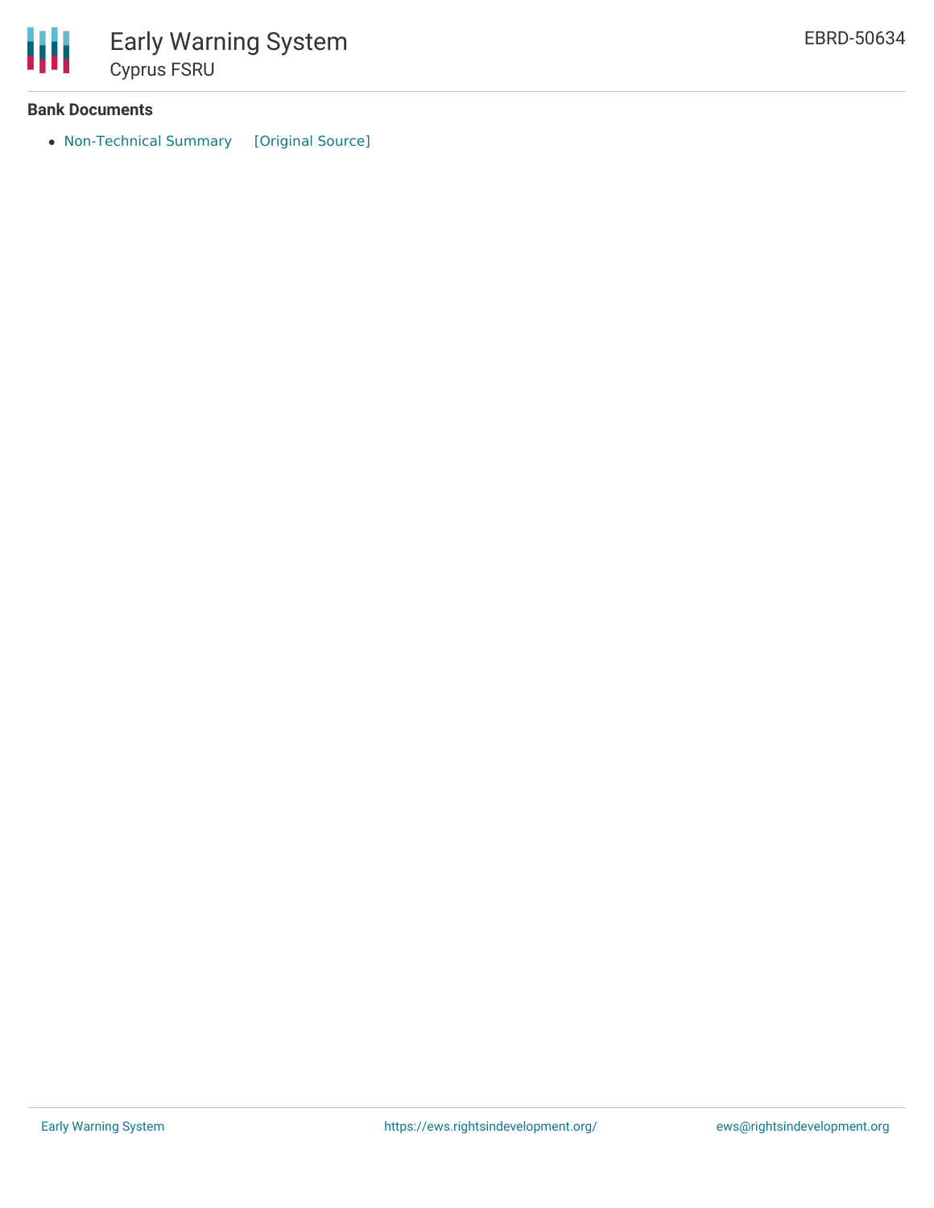### Bank Documents

- Non-Technical Summary [Original Source]